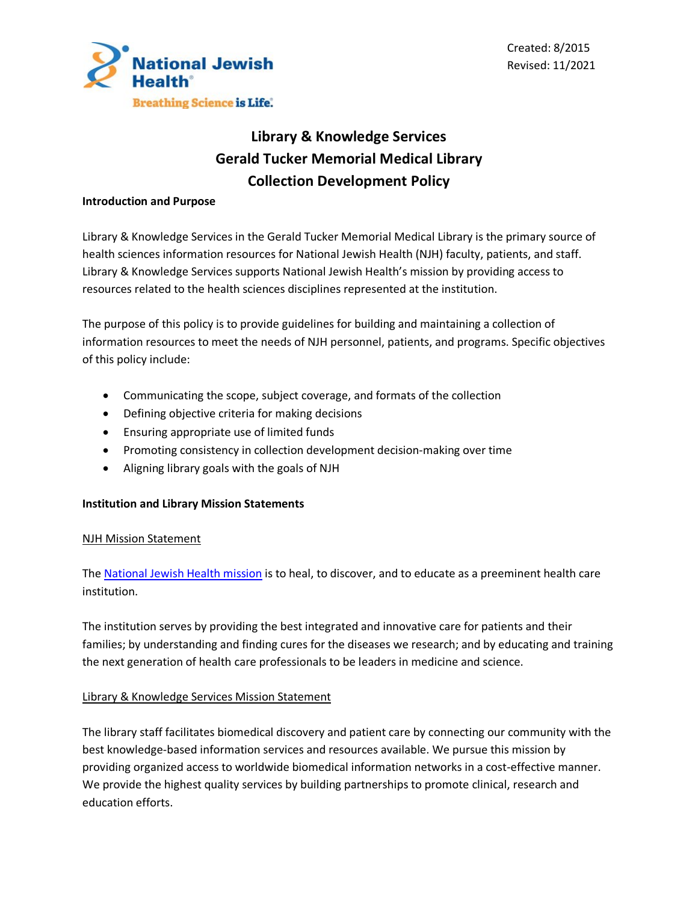Created: 8/2015
Revised: 11/2021

# Library & Knowledge Services
# Gerald Tucker Memorial Medical Library
# Collection Development Policy

**Introduction and Purpose**

Library & Knowledge Services in the Gerald Tucker Memorial Medical Library is the primary source of health sciences information resources for National Jewish Health (NJH) faculty, patients, and staff. Library & Knowledge Services supports National Jewish Health's mission by providing access to resources related to the health sciences disciplines represented at the institution.

The purpose of this policy is to provide guidelines for building and maintaining a collection of information resources to meet the needs of NJH personnel, patients, and programs. Specific objectives of this policy include:

- Communicating the scope, subject coverage, and formats of the collection
- Defining objective criteria for making decisions
- Ensuring appropriate use of limited funds
- Promoting consistency in collection development decision-making over time
- Aligning library goals with the goals of NJH

**Institution and Library Mission Statements**

<u>NJH Mission Statement</u>

The National Jewish Health mission is to heal, to discover, and to educate as a preeminent health care institution.

The institution serves by providing the best integrated and innovative care for patients and their families; by understanding and finding cures for the diseases we research; and by educating and training the next generation of health care professionals to be leaders in medicine and science.

<u>Library & Knowledge Services Mission Statement</u>

The library staff facilitates biomedical discovery and patient care by connecting our community with the best knowledge-based information services and resources available. We pursue this mission by providing organized access to worldwide biomedical information networks in a cost-effective manner. We provide the highest quality services by building partnerships to promote clinical, research and education efforts.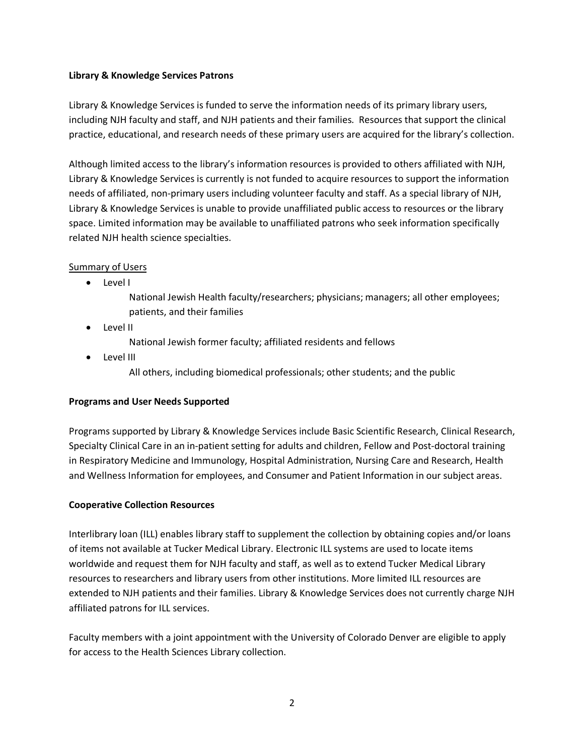**Library & Knowledge Services Patrons**

Library & Knowledge Services is funded to serve the information needs of its primary library users, including NJH faculty and staff, and NJH patients and their families. Resources that support the clinical practice, educational, and research needs of these primary users are acquired for the library's collection.

Although limited access to the library's information resources is provided to others affiliated with NJH, Library & Knowledge Services is currently is not funded to acquire resources to support the information needs of affiliated, non-primary users including volunteer faculty and staff. As a special library of NJH, Library & Knowledge Services is unable to provide unaffiliated public access to resources or the library space. Limited information may be available to unaffiliated patrons who seek information specifically related NJH health science specialties.

Summary of Users

- Level I
  National Jewish Health faculty/researchers; physicians; managers; all other employees; patients, and their families
- Level II
  National Jewish former faculty; affiliated residents and fellows
- Level III
  All others, including biomedical professionals; other students; and the public

**Programs and User Needs Supported**

Programs supported by Library & Knowledge Services include Basic Scientific Research, Clinical Research, Specialty Clinical Care in an in-patient setting for adults and children, Fellow and Post-doctoral training in Respiratory Medicine and Immunology, Hospital Administration, Nursing Care and Research, Health and Wellness Information for employees, and Consumer and Patient Information in our subject areas.

**Cooperative Collection Resources**

Interlibrary loan (ILL) enables library staff to supplement the collection by obtaining copies and/or loans of items not available at Tucker Medical Library. Electronic ILL systems are used to locate items worldwide and request them for NJH faculty and staff, as well as to extend Tucker Medical Library resources to researchers and library users from other institutions. More limited ILL resources are extended to NJH patients and their families. Library & Knowledge Services does not currently charge NJH affiliated patrons for ILL services.

Faculty members with a joint appointment with the University of Colorado Denver are eligible to apply for access to the Health Sciences Library collection.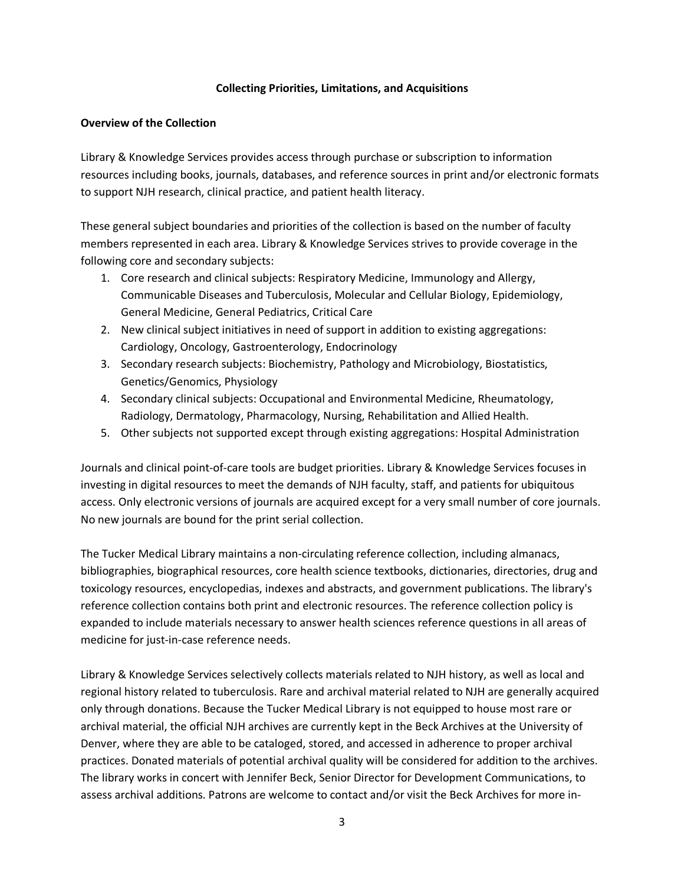**Collecting Priorities, Limitations, and Acquisitions**

**Overview of the Collection**

Library & Knowledge Services provides access through purchase or subscription to information resources including books, journals, databases, and reference sources in print and/or electronic formats to support NJH research, clinical practice, and patient health literacy.

These general subject boundaries and priorities of the collection is based on the number of faculty members represented in each area. Library & Knowledge Services strives to provide coverage in the following core and secondary subjects:

1. Core research and clinical subjects: Respiratory Medicine, Immunology and Allergy, Communicable Diseases and Tuberculosis, Molecular and Cellular Biology, Epidemiology, General Medicine, General Pediatrics, Critical Care
2. New clinical subject initiatives in need of support in addition to existing aggregations: Cardiology, Oncology, Gastroenterology, Endocrinology
3. Secondary research subjects: Biochemistry, Pathology and Microbiology, Biostatistics, Genetics/Genomics, Physiology
4. Secondary clinical subjects: Occupational and Environmental Medicine, Rheumatology, Radiology, Dermatology, Pharmacology, Nursing, Rehabilitation and Allied Health.
5. Other subjects not supported except through existing aggregations: Hospital Administration

Journals and clinical point-of-care tools are budget priorities. Library & Knowledge Services focuses in investing in digital resources to meet the demands of NJH faculty, staff, and patients for ubiquitous access. Only electronic versions of journals are acquired except for a very small number of core journals. No new journals are bound for the print serial collection.

The Tucker Medical Library maintains a non-circulating reference collection, including almanacs, bibliographies, biographical resources, core health science textbooks, dictionaries, directories, drug and toxicology resources, encyclopedias, indexes and abstracts, and government publications. The library's reference collection contains both print and electronic resources. The reference collection policy is expanded to include materials necessary to answer health sciences reference questions in all areas of medicine for just-in-case reference needs.

Library & Knowledge Services selectively collects materials related to NJH history, as well as local and regional history related to tuberculosis. Rare and archival material related to NJH are generally acquired only through donations. Because the Tucker Medical Library is not equipped to house most rare or archival material, the official NJH archives are currently kept in the Beck Archives at the University of Denver, where they are able to be cataloged, stored, and accessed in adherence to proper archival practices. Donated materials of potential archival quality will be considered for addition to the archives. The library works in concert with Jennifer Beck, Senior Director for Development Communications, to assess archival additions. Patrons are welcome to contact and/or visit the Beck Archives for more in-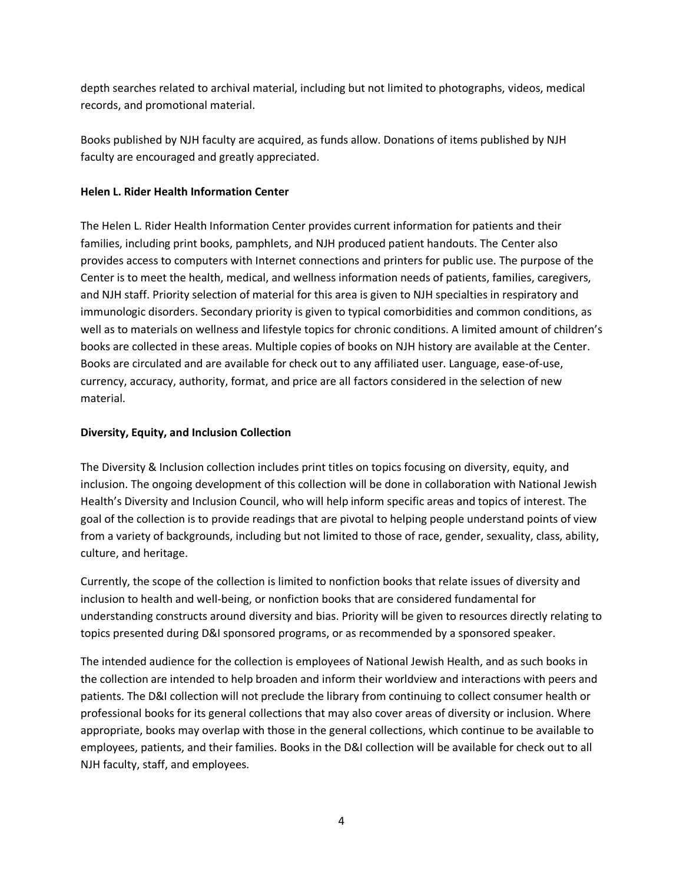depth searches related to archival material, including but not limited to photographs, videos, medical records, and promotional material.

Books published by NJH faculty are acquired, as funds allow. Donations of items published by NJH faculty are encouraged and greatly appreciated.

**Helen L. Rider Health Information Center**

The Helen L. Rider Health Information Center provides current information for patients and their families, including print books, pamphlets, and NJH produced patient handouts. The Center also provides access to computers with Internet connections and printers for public use. The purpose of the Center is to meet the health, medical, and wellness information needs of patients, families, caregivers, and NJH staff. Priority selection of material for this area is given to NJH specialties in respiratory and immunologic disorders. Secondary priority is given to typical comorbidities and common conditions, as well as to materials on wellness and lifestyle topics for chronic conditions. A limited amount of children's books are collected in these areas. Multiple copies of books on NJH history are available at the Center. Books are circulated and are available for check out to any affiliated user. Language, ease-of-use, currency, accuracy, authority, format, and price are all factors considered in the selection of new material.

**Diversity, Equity, and Inclusion Collection**

The Diversity & Inclusion collection includes print titles on topics focusing on diversity, equity, and inclusion. The ongoing development of this collection will be done in collaboration with National Jewish Health's Diversity and Inclusion Council, who will help inform specific areas and topics of interest. The goal of the collection is to provide readings that are pivotal to helping people understand points of view from a variety of backgrounds, including but not limited to those of race, gender, sexuality, class, ability, culture, and heritage.

Currently, the scope of the collection is limited to nonfiction books that relate issues of diversity and inclusion to health and well-being, or nonfiction books that are considered fundamental for understanding constructs around diversity and bias. Priority will be given to resources directly relating to topics presented during D&I sponsored programs, or as recommended by a sponsored speaker.

The intended audience for the collection is employees of National Jewish Health, and as such books in the collection are intended to help broaden and inform their worldview and interactions with peers and patients. The D&I collection will not preclude the library from continuing to collect consumer health or professional books for its general collections that may also cover areas of diversity or inclusion. Where appropriate, books may overlap with those in the general collections, which continue to be available to employees, patients, and their families. Books in the D&I collection will be available for check out to all NJH faculty, staff, and employees.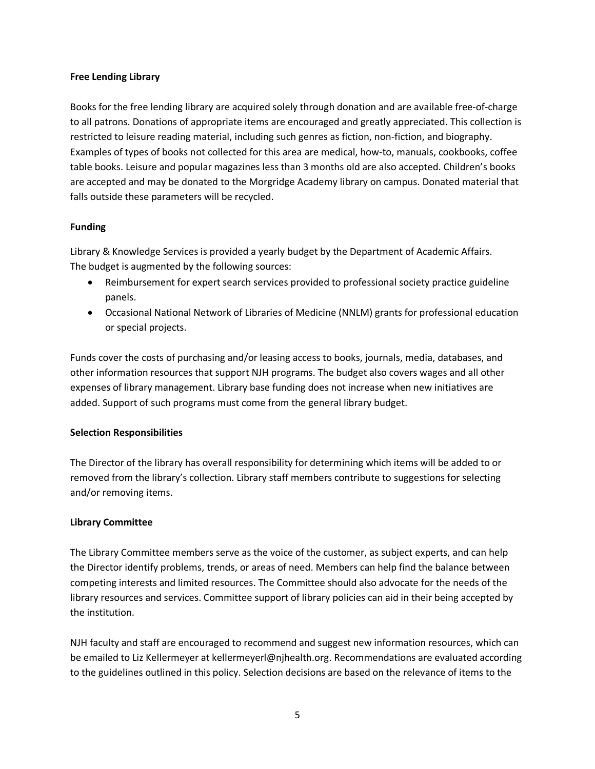**Free Lending Library**

Books for the free lending library are acquired solely through donation and are available free-of-charge to all patrons. Donations of appropriate items are encouraged and greatly appreciated. This collection is restricted to leisure reading material, including such genres as fiction, non-fiction, and biography. Examples of types of books not collected for this area are medical, how-to, manuals, cookbooks, coffee table books. Leisure and popular magazines less than 3 months old are also accepted. Children's books are accepted and may be donated to the Morgridge Academy library on campus. Donated material that falls outside these parameters will be recycled.

**Funding**

Library & Knowledge Services is provided a yearly budget by the Department of Academic Affairs. The budget is augmented by the following sources:

- Reimbursement for expert search services provided to professional society practice guideline panels.
- Occasional National Network of Libraries of Medicine (NNLM) grants for professional education or special projects.

Funds cover the costs of purchasing and/or leasing access to books, journals, media, databases, and other information resources that support NJH programs. The budget also covers wages and all other expenses of library management. Library base funding does not increase when new initiatives are added. Support of such programs must come from the general library budget.

**Selection Responsibilities**

The Director of the library has overall responsibility for determining which items will be added to or removed from the library's collection. Library staff members contribute to suggestions for selecting and/or removing items.

**Library Committee**

The Library Committee members serve as the voice of the customer, as subject experts, and can help the Director identify problems, trends, or areas of need. Members can help find the balance between competing interests and limited resources. The Committee should also advocate for the needs of the library resources and services. Committee support of library policies can aid in their being accepted by the institution.

NJH faculty and staff are encouraged to recommend and suggest new information resources, which can be emailed to Liz Kellermeyer at kellermeyerl@njhealth.org. Recommendations are evaluated according to the guidelines outlined in this policy. Selection decisions are based on the relevance of items to the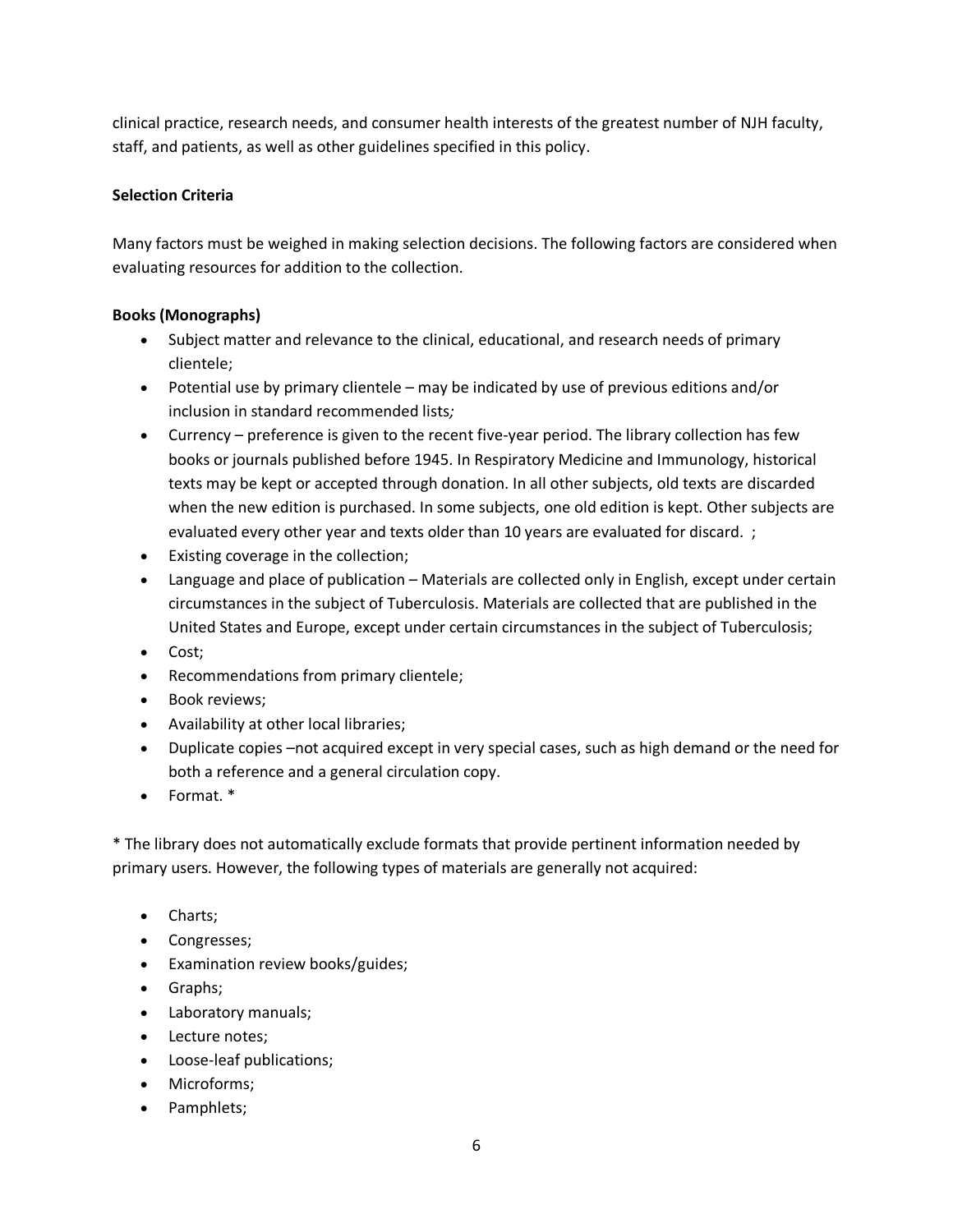clinical practice, research needs, and consumer health interests of the greatest number of NJH faculty, staff, and patients, as well as other guidelines specified in this policy.

**Selection Criteria**

Many factors must be weighed in making selection decisions. The following factors are considered when evaluating resources for addition to the collection.

**Books (Monographs)**

- Subject matter and relevance to the clinical, educational, and research needs of primary clientele;
- Potential use by primary clientele – may be indicated by use of previous editions and/or inclusion in standard recommended lists*;*
- Currency – preference is given to the recent five-year period. The library collection has few books or journals published before 1945. In Respiratory Medicine and Immunology, historical texts may be kept or accepted through donation. In all other subjects, old texts are discarded when the new edition is purchased. In some subjects, one old edition is kept. Other subjects are evaluated every other year and texts older than 10 years are evaluated for discard. ;
- Existing coverage in the collection;
- Language and place of publication – Materials are collected only in English, except under certain circumstances in the subject of Tuberculosis. Materials are collected that are published in the United States and Europe, except under certain circumstances in the subject of Tuberculosis;
- Cost;
- Recommendations from primary clientele;
- Book reviews;
- Availability at other local libraries;
- Duplicate copies –not acquired except in very special cases, such as high demand or the need for both a reference and a general circulation copy.
- Format. *

* The library does not automatically exclude formats that provide pertinent information needed by primary users. However, the following types of materials are generally not acquired:

- Charts;
- Congresses;
- Examination review books/guides;
- Graphs;
- Laboratory manuals;
- Lecture notes;
- Loose-leaf publications;
- Microforms;
- Pamphlets;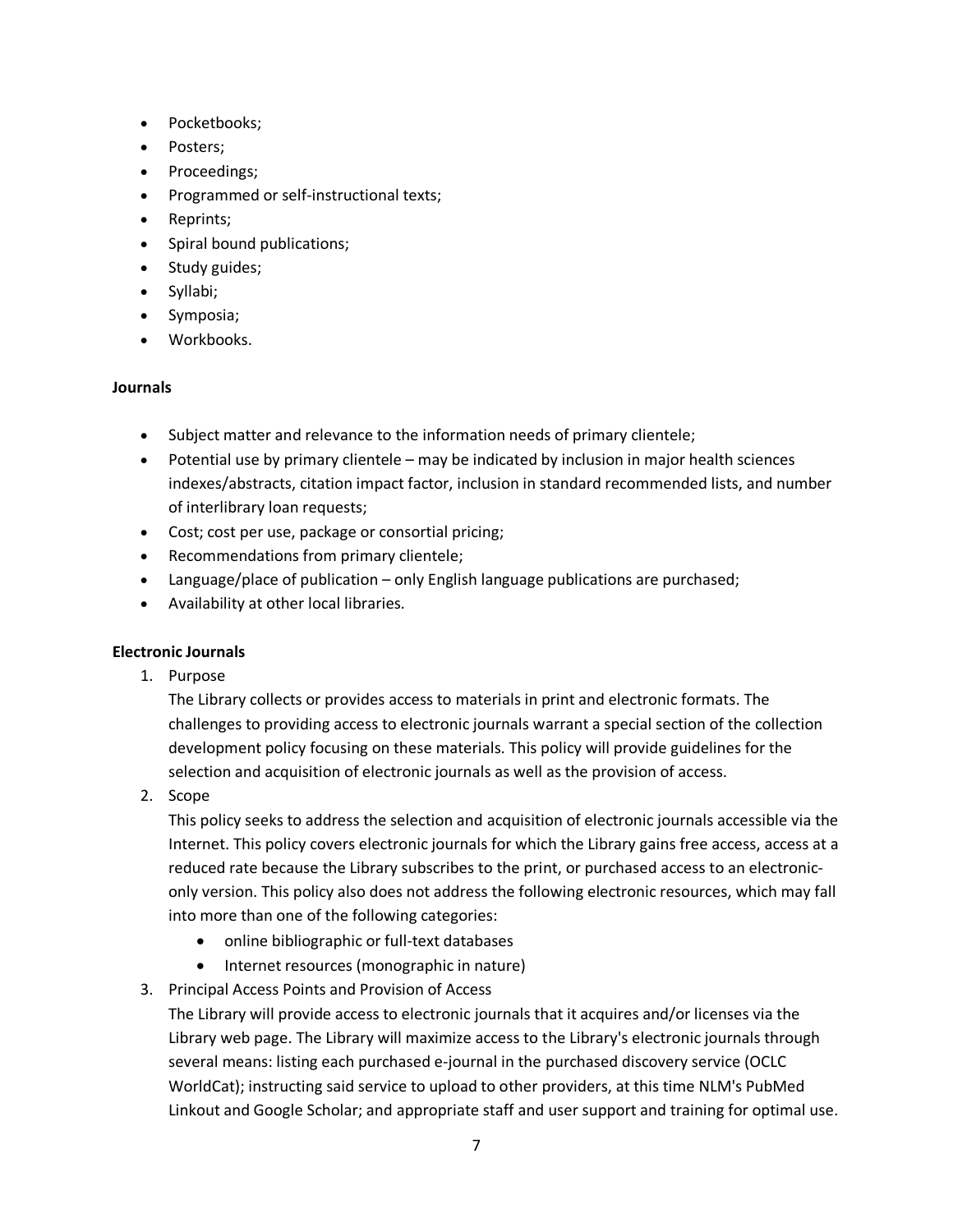- Pocketbooks;
- Posters;
- Proceedings;
- Programmed or self-instructional texts;
- Reprints;
- Spiral bound publications;
- Study guides;
- Syllabi;
- Symposia;
- Workbooks.

**Journals**

- Subject matter and relevance to the information needs of primary clientele;
- Potential use by primary clientele – may be indicated by inclusion in major health sciences indexes/abstracts, citation impact factor, inclusion in standard recommended lists, and number of interlibrary loan requests;
- Cost; cost per use, package or consortial pricing;
- Recommendations from primary clientele;
- Language/place of publication – only English language publications are purchased;
- Availability at other local libraries.

**Electronic Journals**

1. Purpose
   The Library collects or provides access to materials in print and electronic formats. The challenges to providing access to electronic journals warrant a special section of the collection development policy focusing on these materials. This policy will provide guidelines for the selection and acquisition of electronic journals as well as the provision of access.
2. Scope
   This policy seeks to address the selection and acquisition of electronic journals accessible via the Internet. This policy covers electronic journals for which the Library gains free access, access at a reduced rate because the Library subscribes to the print, or purchased access to an electronic-only version. This policy also does not address the following electronic resources, which may fall into more than one of the following categories:
   - online bibliographic or full-text databases
   - Internet resources (monographic in nature)
3. Principal Access Points and Provision of Access
   The Library will provide access to electronic journals that it acquires and/or licenses via the Library web page. The Library will maximize access to the Library's electronic journals through several means: listing each purchased e-journal in the purchased discovery service (OCLC WorldCat); instructing said service to upload to other providers, at this time NLM's PubMed Linkout and Google Scholar; and appropriate staff and user support and training for optimal use.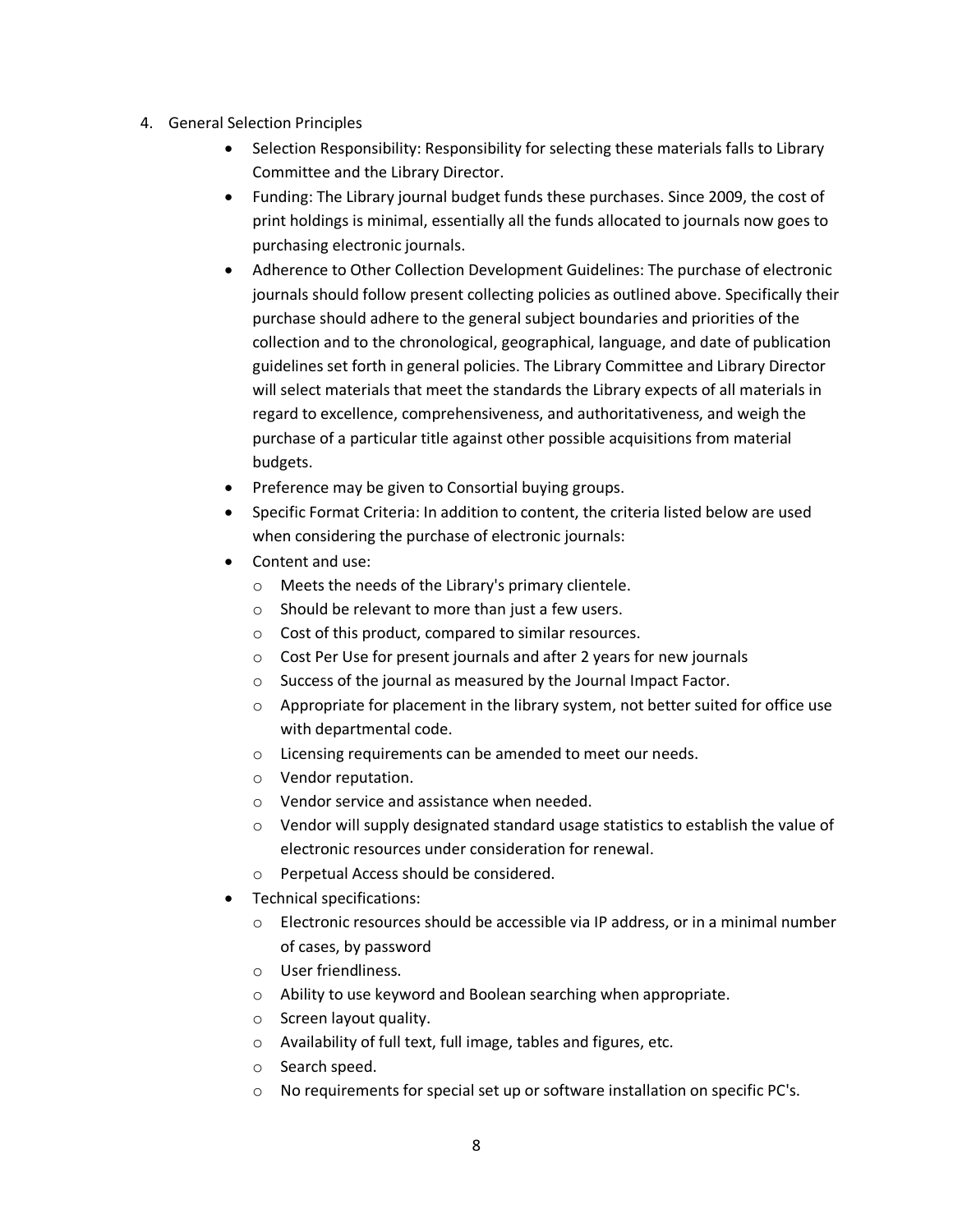4. General Selection Principles
    - Selection Responsibility: Responsibility for selecting these materials falls to Library Committee and the Library Director.
    - Funding: The Library journal budget funds these purchases. Since 2009, the cost of print holdings is minimal, essentially all the funds allocated to journals now goes to purchasing electronic journals.
    - Adherence to Other Collection Development Guidelines: The purchase of electronic journals should follow present collecting policies as outlined above. Specifically their purchase should adhere to the general subject boundaries and priorities of the collection and to the chronological, geographical, language, and date of publication guidelines set forth in general policies. The Library Committee and Library Director will select materials that meet the standards the Library expects of all materials in regard to excellence, comprehensiveness, and authoritativeness, and weigh the purchase of a particular title against other possible acquisitions from material budgets.
    - Preference may be given to Consortial buying groups.
    - Specific Format Criteria: In addition to content, the criteria listed below are used when considering the purchase of electronic journals:
    - Content and use:
        - Meets the needs of the Library's primary clientele.
        - Should be relevant to more than just a few users.
        - Cost of this product, compared to similar resources.
        - Cost Per Use for present journals and after 2 years for new journals
        - Success of the journal as measured by the Journal Impact Factor.
        - Appropriate for placement in the library system, not better suited for office use with departmental code.
        - Licensing requirements can be amended to meet our needs.
        - Vendor reputation.
        - Vendor service and assistance when needed.
        - Vendor will supply designated standard usage statistics to establish the value of electronic resources under consideration for renewal.
        - Perpetual Access should be considered.
    - Technical specifications:
        - Electronic resources should be accessible via IP address, or in a minimal number of cases, by password
        - User friendliness.
        - Ability to use keyword and Boolean searching when appropriate.
        - Screen layout quality.
        - Availability of full text, full image, tables and figures, etc.
        - Search speed.
        - No requirements for special set up or software installation on specific PC's.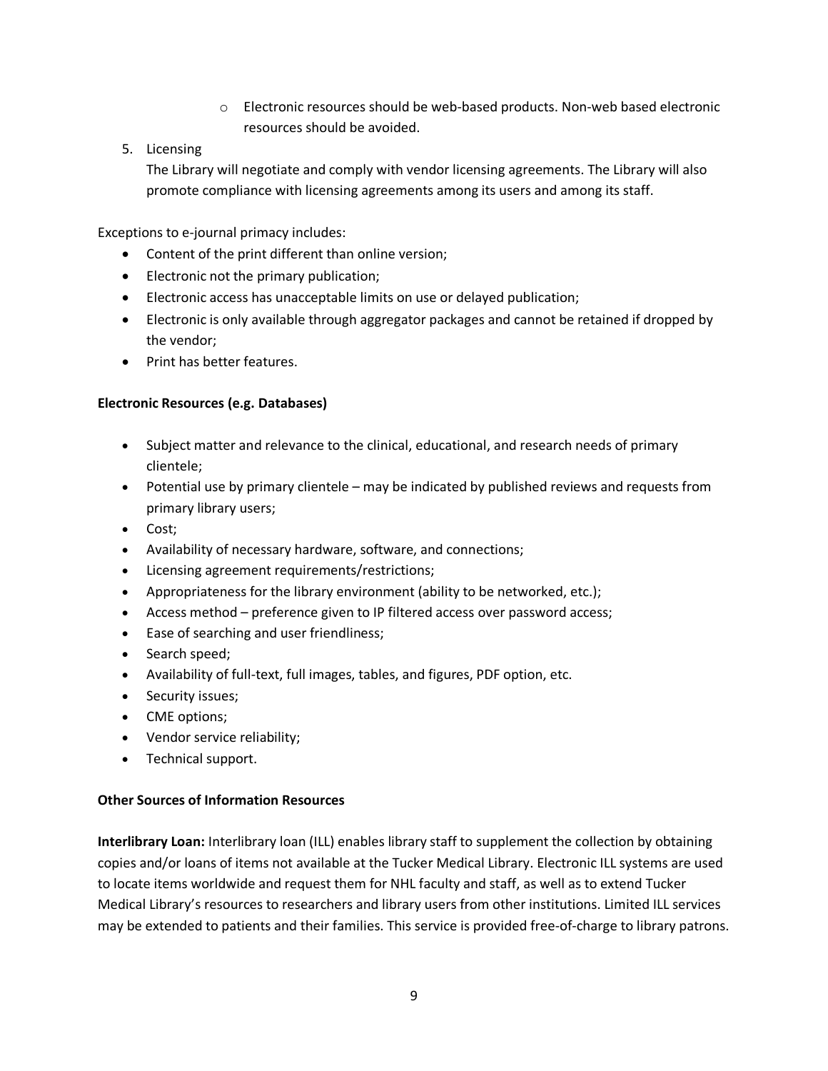- Electronic resources should be web-based products. Non-web based electronic resources should be avoided.

5. Licensing

   The Library will negotiate and comply with vendor licensing agreements. The Library will also promote compliance with licensing agreements among its users and among its staff.

Exceptions to e-journal primacy includes:

- Content of the print different than online version;
- Electronic not the primary publication;
- Electronic access has unacceptable limits on use or delayed publication;
- Electronic is only available through aggregator packages and cannot be retained if dropped by the vendor;
- Print has better features.

**Electronic Resources (e.g. Databases)**

- Subject matter and relevance to the clinical, educational, and research needs of primary clientele;
- Potential use by primary clientele – may be indicated by published reviews and requests from primary library users;
- Cost;
- Availability of necessary hardware, software, and connections;
- Licensing agreement requirements/restrictions;
- Appropriateness for the library environment (ability to be networked, etc.);
- Access method – preference given to IP filtered access over password access;
- Ease of searching and user friendliness;
- Search speed;
- Availability of full-text, full images, tables, and figures, PDF option, etc.
- Security issues;
- CME options;
- Vendor service reliability;
- Technical support.

**Other Sources of Information Resources**

**Interlibrary Loan:** Interlibrary loan (ILL) enables library staff to supplement the collection by obtaining copies and/or loans of items not available at the Tucker Medical Library. Electronic ILL systems are used to locate items worldwide and request them for NHL faculty and staff, as well as to extend Tucker Medical Library's resources to researchers and library users from other institutions. Limited ILL services may be extended to patients and their families. This service is provided free-of-charge to library patrons.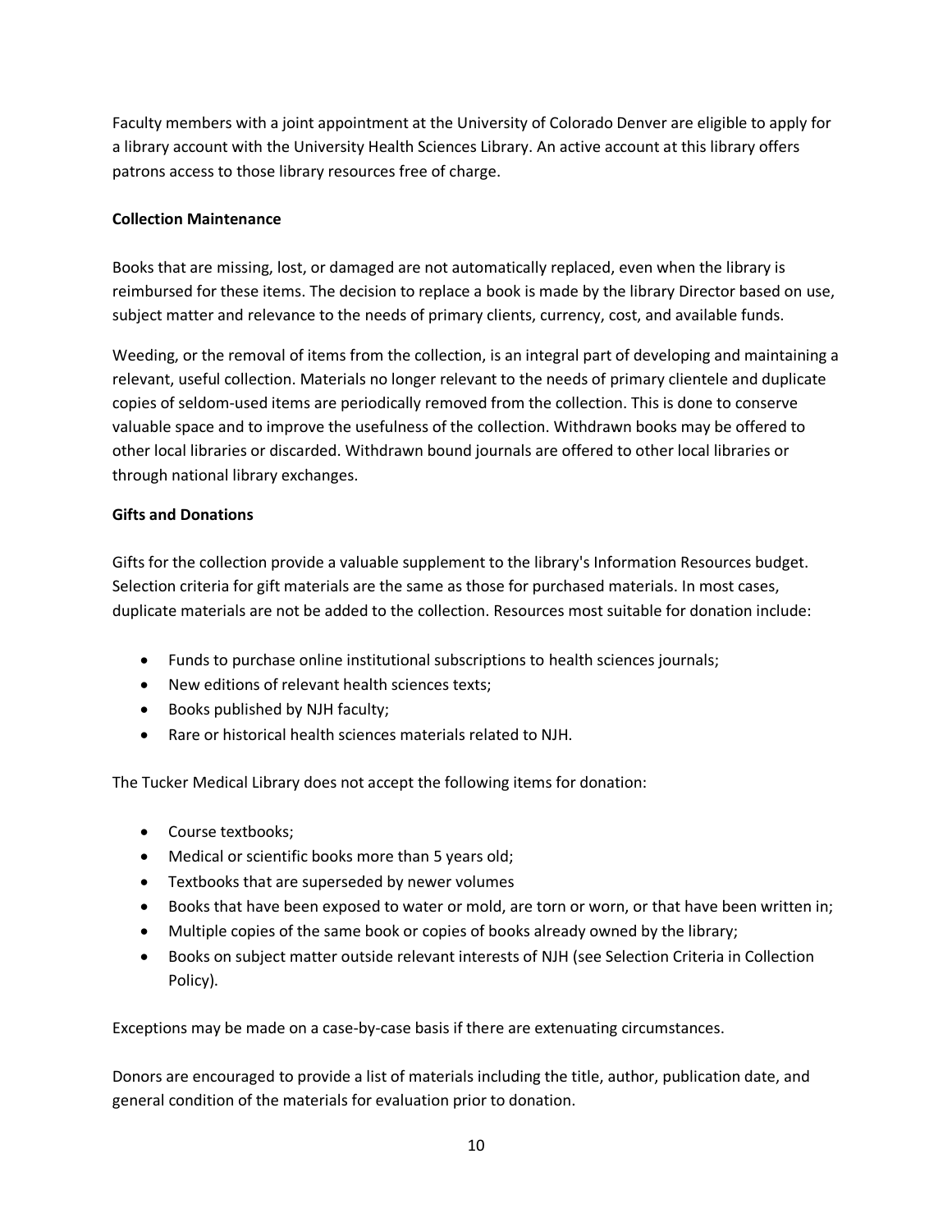Faculty members with a joint appointment at the University of Colorado Denver are eligible to apply for a library account with the University Health Sciences Library. An active account at this library offers patrons access to those library resources free of charge.

**Collection Maintenance**

Books that are missing, lost, or damaged are not automatically replaced, even when the library is reimbursed for these items. The decision to replace a book is made by the library Director based on use, subject matter and relevance to the needs of primary clients, currency, cost, and available funds.

Weeding, or the removal of items from the collection, is an integral part of developing and maintaining a relevant, useful collection. Materials no longer relevant to the needs of primary clientele and duplicate copies of seldom-used items are periodically removed from the collection. This is done to conserve valuable space and to improve the usefulness of the collection. Withdrawn books may be offered to other local libraries or discarded. Withdrawn bound journals are offered to other local libraries or through national library exchanges.

**Gifts and Donations**

Gifts for the collection provide a valuable supplement to the library's Information Resources budget. Selection criteria for gift materials are the same as those for purchased materials. In most cases, duplicate materials are not be added to the collection. Resources most suitable for donation include:

- Funds to purchase online institutional subscriptions to health sciences journals;
- New editions of relevant health sciences texts;
- Books published by NJH faculty;
- Rare or historical health sciences materials related to NJH.

The Tucker Medical Library does not accept the following items for donation:

- Course textbooks;
- Medical or scientific books more than 5 years old;
- Textbooks that are superseded by newer volumes
- Books that have been exposed to water or mold, are torn or worn, or that have been written in;
- Multiple copies of the same book or copies of books already owned by the library;
- Books on subject matter outside relevant interests of NJH (see Selection Criteria in Collection Policy).

Exceptions may be made on a case-by-case basis if there are extenuating circumstances.

Donors are encouraged to provide a list of materials including the title, author, publication date, and general condition of the materials for evaluation prior to donation.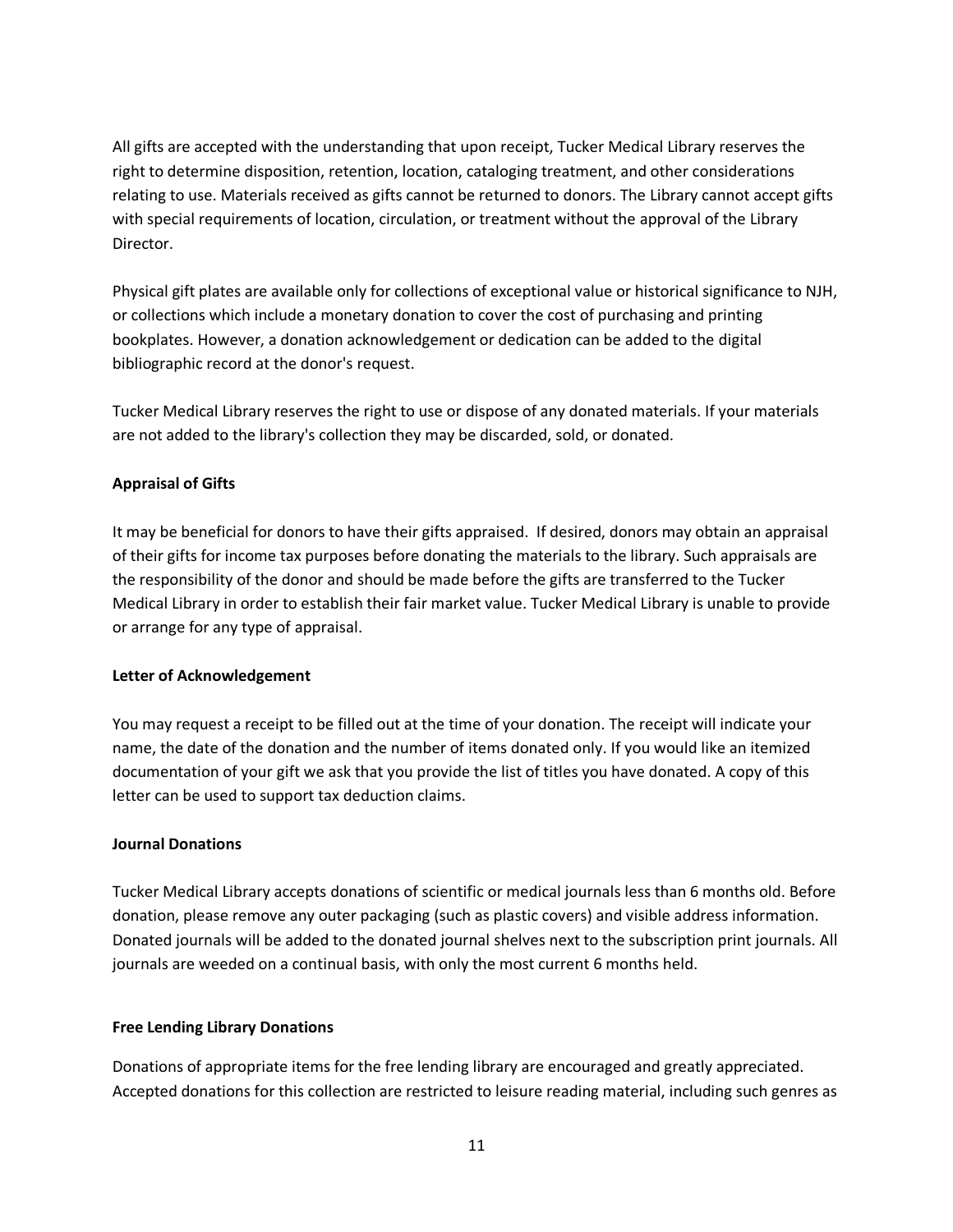All gifts are accepted with the understanding that upon receipt, Tucker Medical Library reserves the right to determine disposition, retention, location, cataloging treatment, and other considerations relating to use. Materials received as gifts cannot be returned to donors. The Library cannot accept gifts with special requirements of location, circulation, or treatment without the approval of the Library Director.

Physical gift plates are available only for collections of exceptional value or historical significance to NJH, or collections which include a monetary donation to cover the cost of purchasing and printing bookplates. However, a donation acknowledgement or dedication can be added to the digital bibliographic record at the donor's request.

Tucker Medical Library reserves the right to use or dispose of any donated materials. If your materials are not added to the library's collection they may be discarded, sold, or donated.

**Appraisal of Gifts**

It may be beneficial for donors to have their gifts appraised. If desired, donors may obtain an appraisal of their gifts for income tax purposes before donating the materials to the library. Such appraisals are the responsibility of the donor and should be made before the gifts are transferred to the Tucker Medical Library in order to establish their fair market value. Tucker Medical Library is unable to provide or arrange for any type of appraisal.

**Letter of Acknowledgement**

You may request a receipt to be filled out at the time of your donation. The receipt will indicate your name, the date of the donation and the number of items donated only. If you would like an itemized documentation of your gift we ask that you provide the list of titles you have donated. A copy of this letter can be used to support tax deduction claims.

**Journal Donations**

Tucker Medical Library accepts donations of scientific or medical journals less than 6 months old. Before donation, please remove any outer packaging (such as plastic covers) and visible address information. Donated journals will be added to the donated journal shelves next to the subscription print journals. All journals are weeded on a continual basis, with only the most current 6 months held.

**Free Lending Library Donations**

Donations of appropriate items for the free lending library are encouraged and greatly appreciated. Accepted donations for this collection are restricted to leisure reading material, including such genres as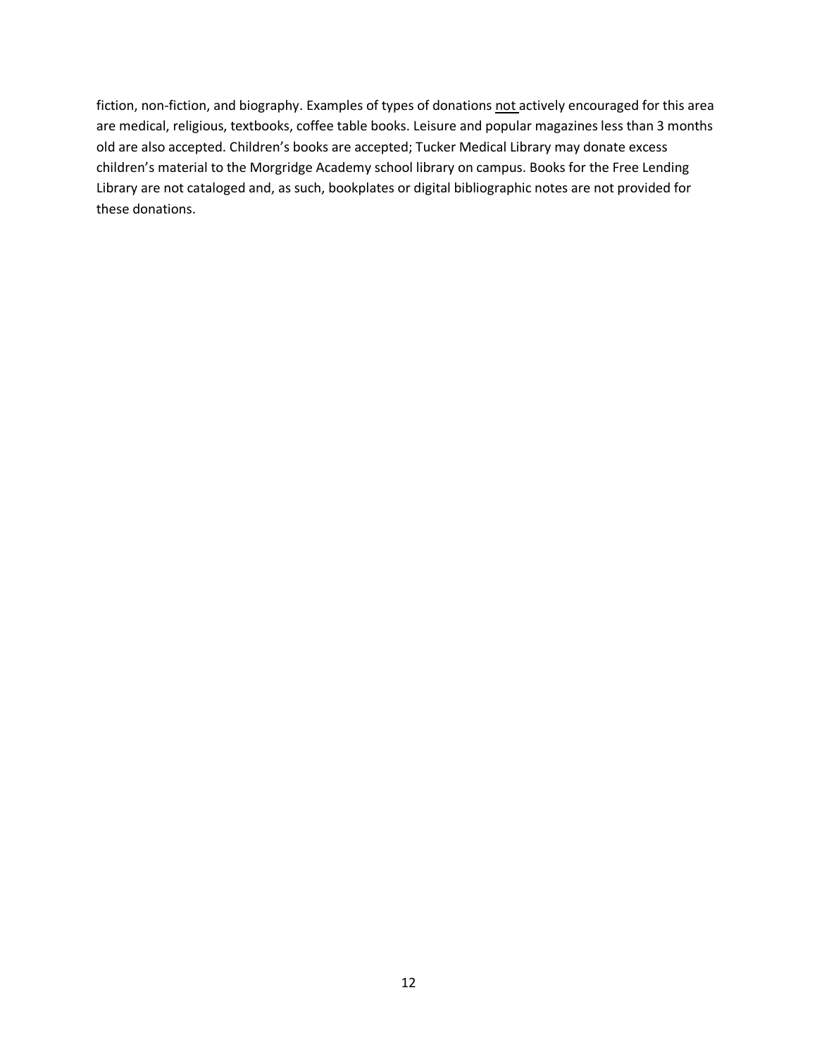fiction, non-fiction, and biography. Examples of types of donations <u>not</u> actively encouraged for this area are medical, religious, textbooks, coffee table books. Leisure and popular magazines less than 3 months old are also accepted. Children's books are accepted; Tucker Medical Library may donate excess children's material to the Morgridge Academy school library on campus. Books for the Free Lending Library are not cataloged and, as such, bookplates or digital bibliographic notes are not provided for these donations.